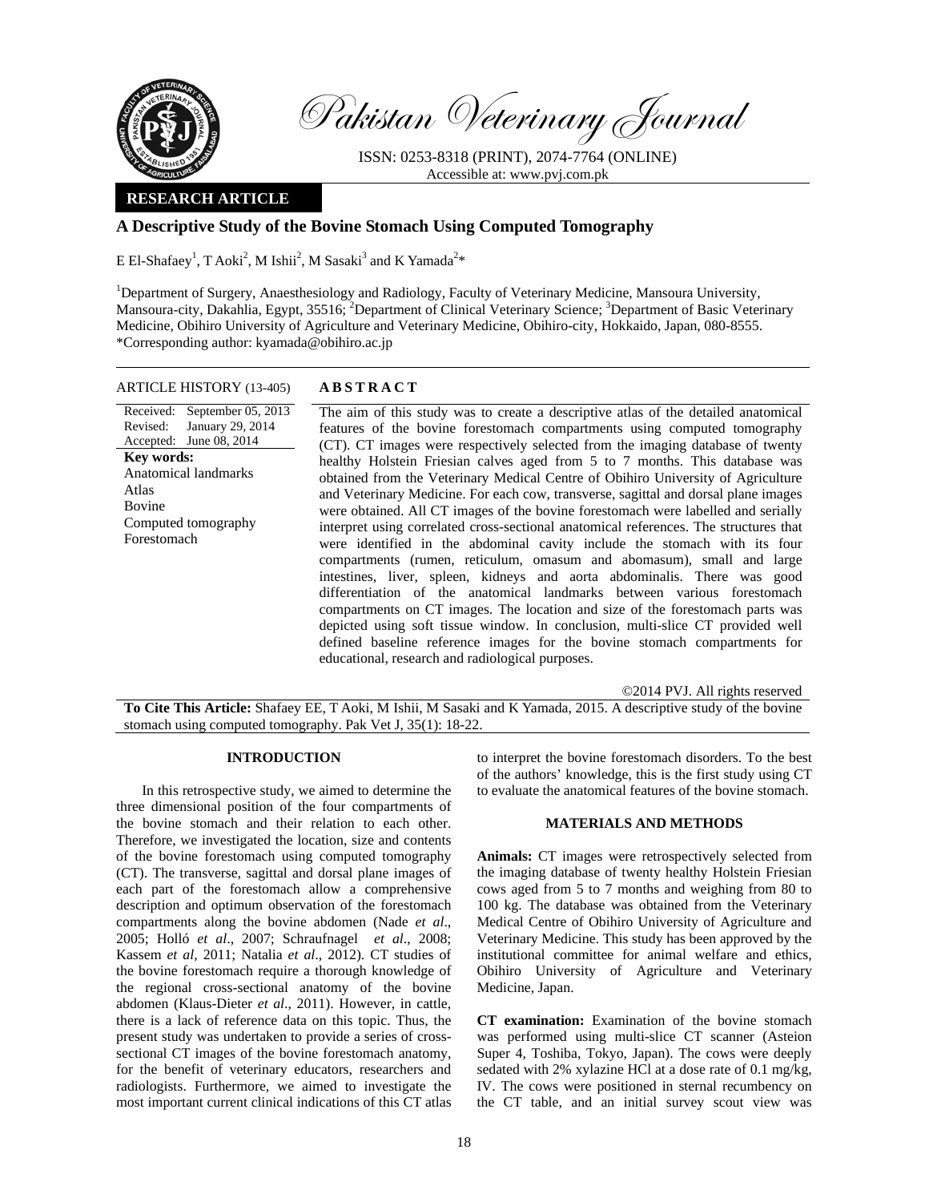Pakistan Veterinary Journal

ISSN: 0253-8318 (PRINT), 2074-7764 (ONLINE)
Accessible at: www.pvj.com.pk

**RESEARCH ARTICLE**

# A Descriptive Study of the Bovine Stomach Using Computed Tomography

E El-Shafaey[1], T Aoki[2], M Ishii[2], M Sasaki[3] and K Yamada[2]*

[1]Department of Surgery, Anaesthesiology and Radiology, Faculty of Veterinary Medicine, Mansoura University, Mansoura-city, Dakahlia, Egypt, 35516; [2]Department of Clinical Veterinary Science; [3]Department of Basic Veterinary Medicine, Obihiro University of Agriculture and Veterinary Medicine, Obihiro-city, Hokkaido, Japan, 080-8555.
*Corresponding author: kyamada@obihiro.ac.jp

**ARTICLE HISTORY** (13-405)

Received: September 05, 2013
Revised: January 29, 2014
Accepted: June 08, 2014

**Key words:**
Anatomical landmarks
Atlas
Bovine
Computed tomography
Forestomach

**ABSTRACT**

The aim of this study was to create a descriptive atlas of the detailed anatomical features of the bovine forestomach compartments using computed tomography (CT). CT images were respectively selected from the imaging database of twenty healthy Holstein Friesian calves aged from 5 to 7 months. This database was obtained from the Veterinary Medical Centre of Obihiro University of Agriculture and Veterinary Medicine. For each cow, transverse, sagittal and dorsal plane images were obtained. All CT images of the bovine forestomach were labelled and serially interpret using correlated cross-sectional anatomical references. The structures that were identified in the abdominal cavity include the stomach with its four compartments (rumen, reticulum, omasum and abomasum), small and large intestines, liver, spleen, kidneys and aorta abdominalis. There was good differentiation of the anatomical landmarks between various forestomach compartments on CT images. The location and size of the forestomach parts was depicted using soft tissue window. In conclusion, multi-slice CT provided well defined baseline reference images for the bovine stomach compartments for educational, research and radiological purposes.

©2014 PVJ. All rights reserved

**To Cite This Article:** Shafaey EE, T Aoki, M Ishii, M Sasaki and K Yamada, 2015. A descriptive study of the bovine stomach using computed tomography. Pak Vet J, 35(1): 18-22.

## INTRODUCTION

In this retrospective study, we aimed to determine the three dimensional position of the four compartments of the bovine stomach and their relation to each other. Therefore, we investigated the location, size and contents of the bovine forestomach using computed tomography (CT). The transverse, sagittal and dorsal plane images of each part of the forestomach allow a comprehensive description and optimum observation of the forestomach compartments along the bovine abdomen (Nade *et al*., 2005; Holló *et al*., 2007; Schraufnagel *et al*., 2008; Kassem *et al*, 2011; Natalia *et al*., 2012). CT studies of the bovine forestomach require a thorough knowledge of the regional cross-sectional anatomy of the bovine abdomen (Klaus-Dieter *et al*., 2011). However, in cattle, there is a lack of reference data on this topic. Thus, the present study was undertaken to provide a series of cross-sectional CT images of the bovine forestomach anatomy, for the benefit of veterinary educators, researchers and radiologists. Furthermore, we aimed to investigate the most important current clinical indications of this CT atlas to interpret the bovine forestomach disorders. To the best of the authors' knowledge, this is the first study using CT to evaluate the anatomical features of the bovine stomach.

## MATERIALS AND METHODS

**Animals:** CT images were retrospectively selected from the imaging database of twenty healthy Holstein Friesian cows aged from 5 to 7 months and weighing from 80 to 100 kg. The database was obtained from the Veterinary Medical Centre of Obihiro University of Agriculture and Veterinary Medicine. This study has been approved by the institutional committee for animal welfare and ethics, Obihiro University of Agriculture and Veterinary Medicine, Japan.

**CT examination:** Examination of the bovine stomach was performed using multi-slice CT scanner (Asteion Super 4, Toshiba, Tokyo, Japan). The cows were deeply sedated with 2% xylazine HCl at a dose rate of 0.1 mg/kg, IV. The cows were positioned in sternal recumbency on the CT table, and an initial survey scout view was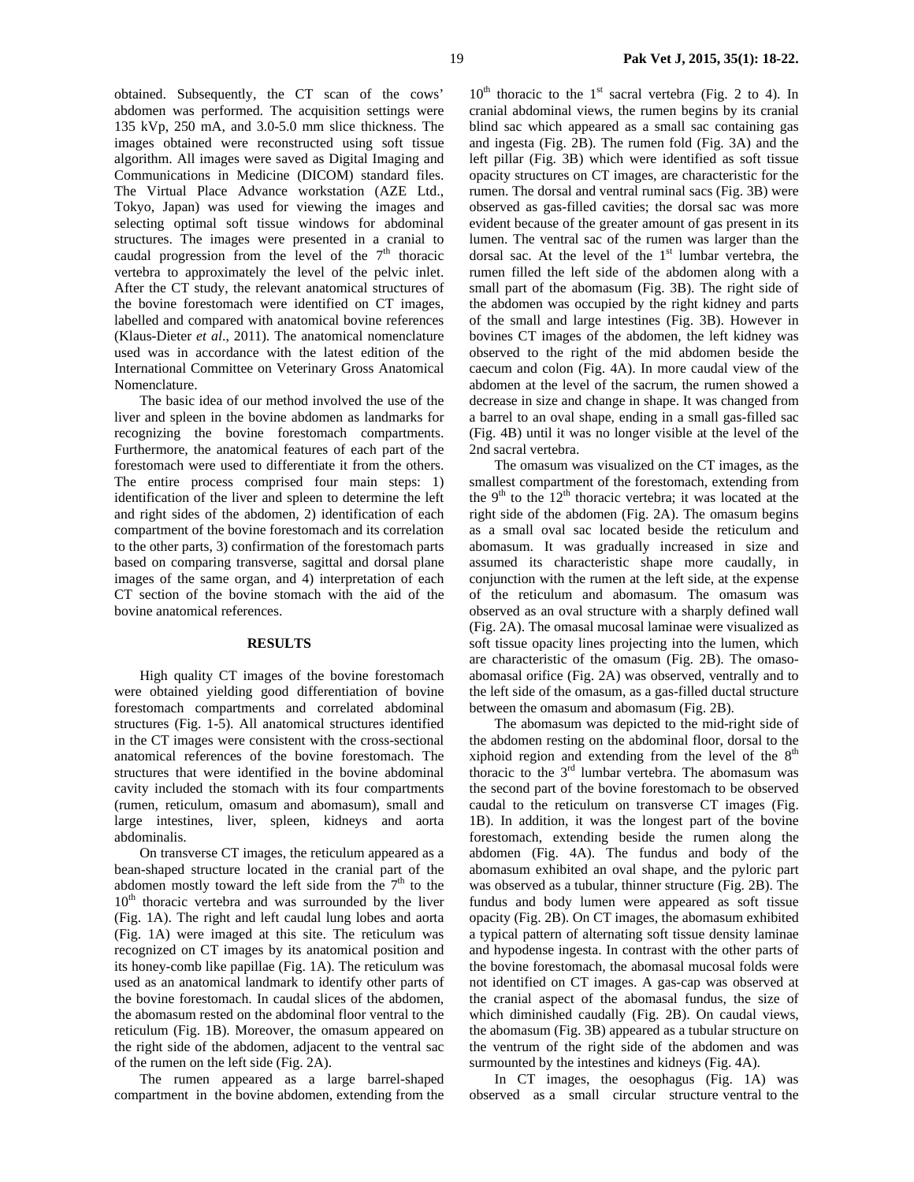obtained. Subsequently, the CT scan of the cows' abdomen was performed. The acquisition settings were 135 kVp, 250 mA, and 3.0-5.0 mm slice thickness. The images obtained were reconstructed using soft tissue algorithm. All images were saved as Digital Imaging and Communications in Medicine (DICOM) standard files. The Virtual Place Advance workstation (AZE Ltd., Tokyo, Japan) was used for viewing the images and selecting optimal soft tissue windows for abdominal structures. The images were presented in a cranial to caudal progression from the level of the 7th thoracic vertebra to approximately the level of the pelvic inlet. After the CT study, the relevant anatomical structures of the bovine forestomach were identified on CT images, labelled and compared with anatomical bovine references (Klaus-Dieter *et al*., 2011). The anatomical nomenclature used was in accordance with the latest edition of the International Committee on Veterinary Gross Anatomical Nomenclature.

The basic idea of our method involved the use of the liver and spleen in the bovine abdomen as landmarks for recognizing the bovine forestomach compartments. Furthermore, the anatomical features of each part of the forestomach were used to differentiate it from the others. The entire process comprised four main steps: 1) identification of the liver and spleen to determine the left and right sides of the abdomen, 2) identification of each compartment of the bovine forestomach and its correlation to the other parts, 3) confirmation of the forestomach parts based on comparing transverse, sagittal and dorsal plane images of the same organ, and 4) interpretation of each CT section of the bovine stomach with the aid of the bovine anatomical references.

## RESULTS

High quality CT images of the bovine forestomach were obtained yielding good differentiation of bovine forestomach compartments and correlated abdominal structures (Fig. 1-5). All anatomical structures identified in the CT images were consistent with the cross-sectional anatomical references of the bovine forestomach. The structures that were identified in the bovine abdominal cavity included the stomach with its four compartments (rumen, reticulum, omasum and abomasum), small and large intestines, liver, spleen, kidneys and aorta abdominalis.

On transverse CT images, the reticulum appeared as a bean-shaped structure located in the cranial part of the abdomen mostly toward the left side from the 7th to the 10th thoracic vertebra and was surrounded by the liver (Fig. 1A). The right and left caudal lung lobes and aorta (Fig. 1A) were imaged at this site. The reticulum was recognized on CT images by its anatomical position and its honey-comb like papillae (Fig. 1A). The reticulum was used as an anatomical landmark to identify other parts of the bovine forestomach. In caudal slices of the abdomen, the abomasum rested on the abdominal floor ventral to the reticulum (Fig. 1B). Moreover, the omasum appeared on the right side of the abdomen, adjacent to the ventral sac of the rumen on the left side (Fig. 2A).

The rumen appeared as a large barrel-shaped compartment in the bovine abdomen, extending from the 10th thoracic to the 1st sacral vertebra (Fig. 2 to 4). In cranial abdominal views, the rumen begins by its cranial blind sac which appeared as a small sac containing gas and ingesta (Fig. 2B). The rumen fold (Fig. 3A) and the left pillar (Fig. 3B) which were identified as soft tissue opacity structures on CT images, are characteristic for the rumen. The dorsal and ventral ruminal sacs (Fig. 3B) were observed as gas-filled cavities; the dorsal sac was more evident because of the greater amount of gas present in its lumen. The ventral sac of the rumen was larger than the dorsal sac. At the level of the 1st lumbar vertebra, the rumen filled the left side of the abdomen along with a small part of the abomasum (Fig. 3B). The right side of the abdomen was occupied by the right kidney and parts of the small and large intestines (Fig. 3B). However in bovines CT images of the abdomen, the left kidney was observed to the right of the mid abdomen beside the caecum and colon (Fig. 4A). In more caudal view of the abdomen at the level of the sacrum, the rumen showed a decrease in size and change in shape. It was changed from a barrel to an oval shape, ending in a small gas-filled sac (Fig. 4B) until it was no longer visible at the level of the 2nd sacral vertebra.

The omasum was visualized on the CT images, as the smallest compartment of the forestomach, extending from the 9th to the 12th thoracic vertebra; it was located at the right side of the abdomen (Fig. 2A). The omasum begins as a small oval sac located beside the reticulum and abomasum. It was gradually increased in size and assumed its characteristic shape more caudally, in conjunction with the rumen at the left side, at the expense of the reticulum and abomasum. The omasum was observed as an oval structure with a sharply defined wall (Fig. 2A). The omasal mucosal laminae were visualized as soft tissue opacity lines projecting into the lumen, which are characteristic of the omasum (Fig. 2B). The omaso-abomasal orifice (Fig. 2A) was observed, ventrally and to the left side of the omasum, as a gas-filled ductal structure between the omasum and abomasum (Fig. 2B).

The abomasum was depicted to the mid-right side of the abdomen resting on the abdominal floor, dorsal to the xiphoid region and extending from the level of the 8th thoracic to the 3rd lumbar vertebra. The abomasum was the second part of the bovine forestomach to be observed caudal to the reticulum on transverse CT images (Fig. 1B). In addition, it was the longest part of the bovine forestomach, extending beside the rumen along the abdomen (Fig. 4A). The fundus and body of the abomasum exhibited an oval shape, and the pyloric part was observed as a tubular, thinner structure (Fig. 2B). The fundus and body lumen were appeared as soft tissue opacity (Fig. 2B). On CT images, the abomasum exhibited a typical pattern of alternating soft tissue density laminae and hypodense ingesta. In contrast with the other parts of the bovine forestomach, the abomasal mucosal folds were not identified on CT images. A gas-cap was observed at the cranial aspect of the abomasal fundus, the size of which diminished caudally (Fig. 2B). On caudal views, the abomasum (Fig. 3B) appeared as a tubular structure on the ventrum of the right side of the abdomen and was surmounted by the intestines and kidneys (Fig. 4A).

In CT images, the oesophagus (Fig. 1A) was observed as a small circular structure ventral to the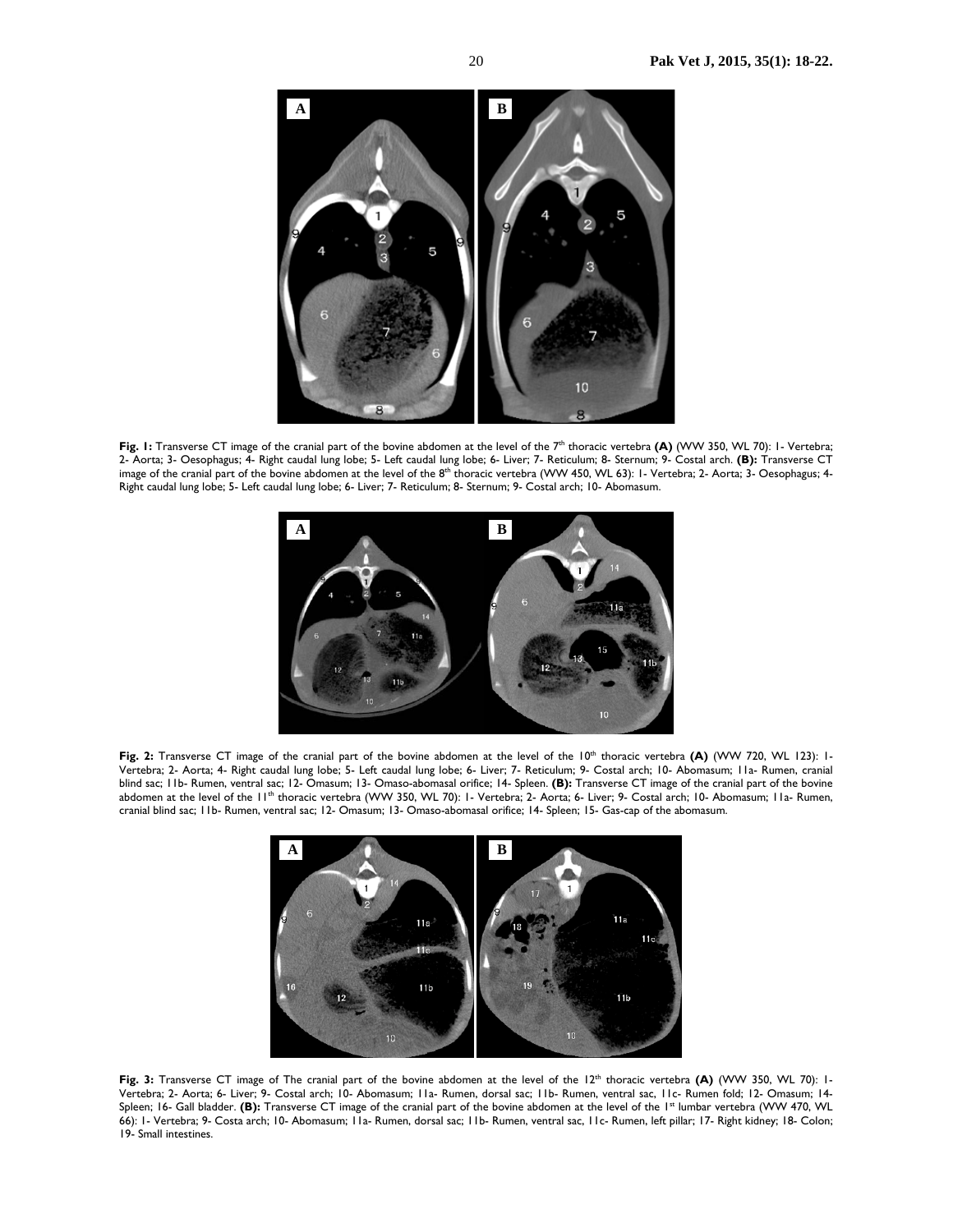**Fig. 1:** Transverse CT image of the cranial part of the bovine abdomen at the level of the 7th thoracic vertebra **(A)** (WW 350, WL 70): 1- Vertebra; 2- Aorta; 3- Oesophagus; 4- Right caudal lung lobe; 5- Left caudal lung lobe; 6- Liver; 7- Reticulum; 8- Sternum; 9- Costal arch. **(B):** Transverse CT image of the cranial part of the bovine abdomen at the level of the 8th thoracic vertebra (WW 450, WL 63): 1- Vertebra; 2- Aorta; 3- Oesophagus; 4- Right caudal lung lobe; 5- Left caudal lung lobe; 6- Liver; 7- Reticulum; 8- Sternum; 9- Costal arch; 10- Abomasum.

**Fig. 2:** Transverse CT image of the cranial part of the bovine abdomen at the level of the 10th thoracic vertebra **(A)** (WW 720, WL 123): 1- Vertebra; 2- Aorta; 4- Right caudal lung lobe; 5- Left caudal lung lobe; 6- Liver; 7- Reticulum; 9- Costal arch; 10- Abomasum; 11a- Rumen, cranial blind sac; 11b- Rumen, ventral sac; 12- Omasum; 13- Omaso-abomasal orifice; 14- Spleen. **(B):** Transverse CT image of the cranial part of the bovine abdomen at the level of the 11th thoracic vertebra (WW 350, WL 70): 1- Vertebra; 2- Aorta; 6- Liver; 9- Costal arch; 10- Abomasum; 11a- Rumen, cranial blind sac; 11b- Rumen, ventral sac; 12- Omasum; 13- Omaso-abomasal orifice; 14- Spleen; 15- Gas-cap of the abomasum.

**Fig. 3:** Transverse CT image of The cranial part of the bovine abdomen at the level of the 12th thoracic vertebra **(A)** (WW 350, WL 70): 1- Vertebra; 2- Aorta; 6- Liver; 9- Costal arch; 10- Abomasum; 11a- Rumen, dorsal sac; 11b- Rumen, ventral sac, 11c- Rumen fold; 12- Omasum; 14- Spleen; 16- Gall bladder. **(B):** Transverse CT image of the cranial part of the bovine abdomen at the level of the 1st lumbar vertebra (WW 470, WL 66): 1- Vertebra; 9- Costa arch; 10- Abomasum; 11a- Rumen, dorsal sac; 11b- Rumen, ventral sac, 11c- Rumen, left pillar; 17- Right kidney; 18- Colon; 19- Small intestines.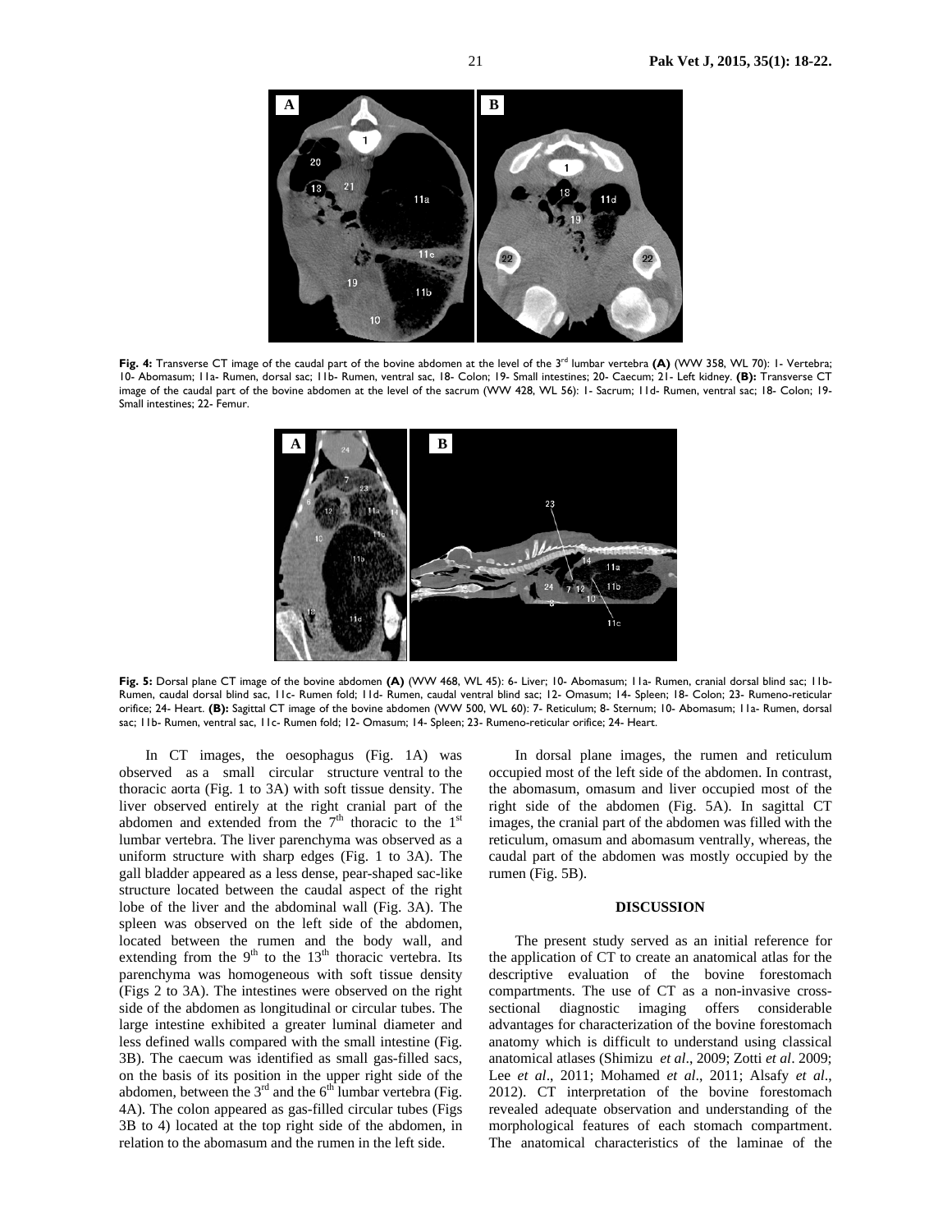**Fig. 4:** Transverse CT image of the caudal part of the bovine abdomen at the level of the 3rd lumbar vertebra **(A)** (WW 358, WL 70): 1- Vertebra; 10- Abomasum; 11a- Rumen, dorsal sac; 11b- Rumen, ventral sac, 18- Colon; 19- Small intestines; 20- Caecum; 21- Left kidney. **(B):** Transverse CT image of the caudal part of the bovine abdomen at the level of the sacrum (WW 428, WL 56): 1- Sacrum; 11d- Rumen, ventral sac; 18- Colon; 19- Small intestines; 22- Femur.

**Fig. 5:** Dorsal plane CT image of the bovine abdomen **(A)** (WW 468, WL 45): 6- Liver; 10- Abomasum; 11a- Rumen, cranial dorsal blind sac; 11b- Rumen, caudal dorsal blind sac, 11c- Rumen fold; 11d- Rumen, caudal ventral blind sac; 12- Omasum; 14- Spleen; 18- Colon; 23- Rumeno-reticular orifice; 24- Heart. **(B):** Sagittal CT image of the bovine abdomen (WW 500, WL 60): 7- Reticulum; 8- Sternum; 10- Abomasum; 11a- Rumen, dorsal sac; 11b- Rumen, ventral sac, 11c- Rumen fold; 12- Omasum; 14- Spleen; 23- Rumeno-reticular orifice; 24- Heart.

In CT images, the oesophagus (Fig. 1A) was observed as a small circular structure ventral to the thoracic aorta (Fig. 1 to 3A) with soft tissue density. The liver observed entirely at the right cranial part of the abdomen and extended from the 7th thoracic to the 1st lumbar vertebra. The liver parenchyma was observed as a uniform structure with sharp edges (Fig. 1 to 3A). The gall bladder appeared as a less dense, pear-shaped sac-like structure located between the caudal aspect of the right lobe of the liver and the abdominal wall (Fig. 3A). The spleen was observed on the left side of the abdomen, located between the rumen and the body wall, and extending from the 9th to the 13th thoracic vertebra. Its parenchyma was homogeneous with soft tissue density (Figs 2 to 3A). The intestines were observed on the right side of the abdomen as longitudinal or circular tubes. The large intestine exhibited a greater luminal diameter and less defined walls compared with the small intestine (Fig. 3B). The caecum was identified as small gas-filled sacs, on the basis of its position in the upper right side of the abdomen, between the 3rd and the 6th lumbar vertebra (Fig. 4A). The colon appeared as gas-filled circular tubes (Figs 3B to 4) located at the top right side of the abdomen, in relation to the abomasum and the rumen in the left side.

In dorsal plane images, the rumen and reticulum occupied most of the left side of the abdomen. In contrast, the abomasum, omasum and liver occupied most of the right side of the abdomen (Fig. 5A). In sagittal CT images, the cranial part of the abdomen was filled with the reticulum, omasum and abomasum ventrally, whereas, the caudal part of the abdomen was mostly occupied by the rumen (Fig. 5B).

## DISCUSSION

The present study served as an initial reference for the application of CT to create an anatomical atlas for the descriptive evaluation of the bovine forestomach compartments. The use of CT as a non-invasive cross-sectional diagnostic imaging offers considerable advantages for characterization of the bovine forestomach anatomy which is difficult to understand using classical anatomical atlases (Shimizu *et al*., 2009; Zotti *et al*. 2009; Lee *et al*., 2011; Mohamed *et al*., 2011; Alsafy *et al*., 2012). CT interpretation of the bovine forestomach revealed adequate observation and understanding of the morphological features of each stomach compartment. The anatomical characteristics of the laminae of the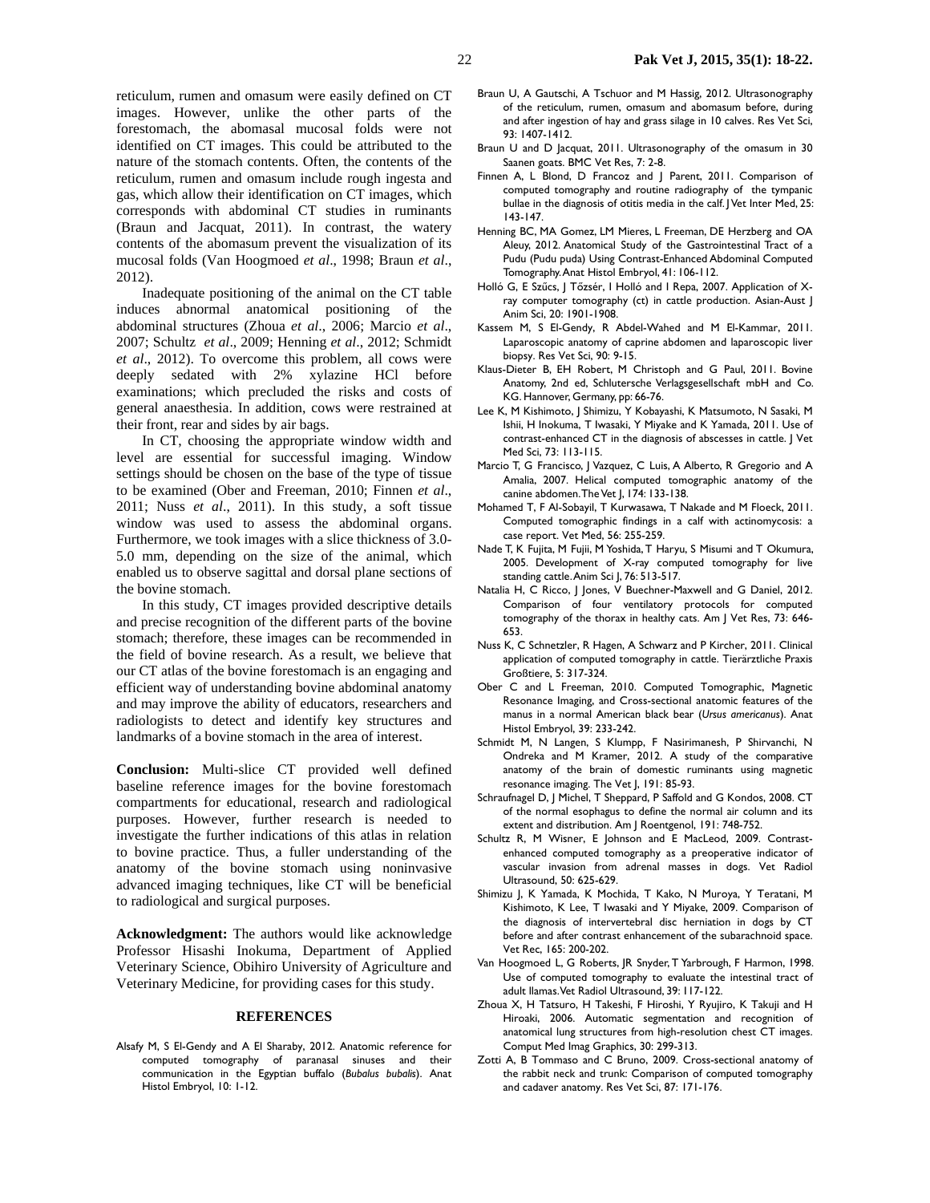reticulum, rumen and omasum were easily defined on CT images. However, unlike the other parts of the forestomach, the abomasal mucosal folds were not identified on CT images. This could be attributed to the nature of the stomach contents. Often, the contents of the reticulum, rumen and omasum include rough ingesta and gas, which allow their identification on CT images, which corresponds with abdominal CT studies in ruminants (Braun and Jacquat, 2011). In contrast, the watery contents of the abomasum prevent the visualization of its mucosal folds (Van Hoogmoed *et al*., 1998; Braun *et al*., 2012).

Inadequate positioning of the animal on the CT table induces abnormal anatomical positioning of the abdominal structures (Zhoua *et al*., 2006; Marcio *et al*., 2007; Schultz *et al*., 2009; Henning *et al*., 2012; Schmidt *et al*., 2012). To overcome this problem, all cows were deeply sedated with 2% xylazine HCl before examinations; which precluded the risks and costs of general anaesthesia. In addition, cows were restrained at their front, rear and sides by air bags.

In CT, choosing the appropriate window width and level are essential for successful imaging. Window settings should be chosen on the base of the type of tissue to be examined (Ober and Freeman, 2010; Finnen *et al*., 2011; Nuss *et al*., 2011). In this study, a soft tissue window was used to assess the abdominal organs. Furthermore, we took images with a slice thickness of 3.0-5.0 mm, depending on the size of the animal, which enabled us to observe sagittal and dorsal plane sections of the bovine stomach.

In this study, CT images provided descriptive details and precise recognition of the different parts of the bovine stomach; therefore, these images can be recommended in the field of bovine research. As a result, we believe that our CT atlas of the bovine forestomach is an engaging and efficient way of understanding bovine abdominal anatomy and may improve the ability of educators, researchers and radiologists to detect and identify key structures and landmarks of a bovine stomach in the area of interest.

**Conclusion:** Multi-slice CT provided well defined baseline reference images for the bovine forestomach compartments for educational, research and radiological purposes. However, further research is needed to investigate the further indications of this atlas in relation to bovine practice. Thus, a fuller understanding of the anatomy of the bovine stomach using noninvasive advanced imaging techniques, like CT will be beneficial to radiological and surgical purposes.

**Acknowledgment:** The authors would like acknowledge Professor Hisashi Inokuma, Department of Applied Veterinary Science, Obihiro University of Agriculture and Veterinary Medicine, for providing cases for this study.

## REFERENCES

Alsafy M, S El-Gendy and A El Sharaby, 2012. Anatomic reference for computed tomography of paranasal sinuses and their communication in the Egyptian buffalo (*Bubalus bubalis*). Anat Histol Embryol, 10: 1-12.

Braun U, A Gautschi, A Tschuor and M Hassig, 2012. Ultrasonography of the reticulum, rumen, omasum and abomasum before, during and after ingestion of hay and grass silage in 10 calves. Res Vet Sci, 93: 1407-1412.

Braun U and D Jacquat, 2011. Ultrasonography of the omasum in 30 Saanen goats. BMC Vet Res, 7: 2-8.

Finnen A, L Blond, D Francoz and J Parent, 2011. Comparison of computed tomography and routine radiography of the tympanic bullae in the diagnosis of otitis media in the calf. J Vet Inter Med, 25: 143-147.

Henning BC, MA Gomez, LM Mieres, L Freeman, DE Herzberg and OA Aleuy, 2012. Anatomical Study of the Gastrointestinal Tract of a Pudu (Pudu puda) Using Contrast-Enhanced Abdominal Computed Tomography. Anat Histol Embryol, 41: 106-112.

Holló G, E Szűcs, J Tőzsér, I Holló and I Repa, 2007. Application of X-ray computer tomography (ct) in cattle production. Asian-Aust J Anim Sci, 20: 1901-1908.

Kassem M, S El-Gendy, R Abdel-Wahed and M El-Kammar, 2011. Laparoscopic anatomy of caprine abdomen and laparoscopic liver biopsy. Res Vet Sci, 90: 9-15.

Klaus-Dieter B, EH Robert, M Christoph and G Paul, 2011. Bovine Anatomy, 2nd ed, Schlutersche Verlagsgesellschaft mbH and Co. KG. Hannover, Germany, pp: 66-76.

Lee K, M Kishimoto, J Shimizu, Y Kobayashi, K Matsumoto, N Sasaki, M Ishii, H Inokuma, T Iwasaki, Y Miyake and K Yamada, 2011. Use of contrast-enhanced CT in the diagnosis of abscesses in cattle. J Vet Med Sci, 73: 113-115.

Marcio T, G Francisco, J Vazquez, C Luis, A Alberto, R Gregorio and A Amalia, 2007. Helical computed tomographic anatomy of the canine abdomen. The Vet J, 174: 133-138.

Mohamed T, F Al-Sobayil, T Kurwasawa, T Nakade and M Floeck, 2011. Computed tomographic findings in a calf with actinomycosis: a case report. Vet Med, 56: 255-259.

Nade T, K Fujita, M Fujii, M Yoshida, T Haryu, S Misumi and T Okumura, 2005. Development of X-ray computed tomography for live standing cattle. Anim Sci J, 76: 513-517.

Natalia H, C Ricco, J Jones, V Buechner-Maxwell and G Daniel, 2012. Comparison of four ventilatory protocols for computed tomography of the thorax in healthy cats. Am J Vet Res, 73: 646-653.

Nuss K, C Schnetzler, R Hagen, A Schwarz and P Kircher, 2011. Clinical application of computed tomography in cattle. Tierärztliche Praxis Großtiere, 5: 317-324.

Ober C and L Freeman, 2010. Computed Tomographic, Magnetic Resonance Imaging, and Cross-sectional anatomic features of the manus in a normal American black bear (*Ursus americanus*). Anat Histol Embryol, 39: 233-242.

Schmidt M, N Langen, S Klumpp, F Nasirimanesh, P Shirvanchi, N Ondreka and M Kramer, 2012. A study of the comparative anatomy of the brain of domestic ruminants using magnetic resonance imaging. The Vet J, 191: 85-93.

Schraufnagel D, J Michel, T Sheppard, P Saffold and G Kondos, 2008. CT of the normal esophagus to define the normal air column and its extent and distribution. Am J Roentgenol, 191: 748-752.

Schultz R, M Wisner, E Johnson and E MacLeod, 2009. Contrast-enhanced computed tomography as a preoperative indicator of vascular invasion from adrenal masses in dogs. Vet Radiol Ultrasound, 50: 625-629.

Shimizu J, K Yamada, K Mochida, T Kako, N Muroya, Y Teratani, M Kishimoto, K Lee, T Iwasaki and Y Miyake, 2009. Comparison of the diagnosis of intervertebral disc herniation in dogs by CT before and after contrast enhancement of the subarachnoid space. Vet Rec, 165: 200-202.

Van Hoogmoed L, G Roberts, JR Snyder, T Yarbrough, F Harmon, 1998. Use of computed tomography to evaluate the intestinal tract of adult llamas. Vet Radiol Ultrasound, 39: 117-122.

Zhoua X, H Tatsuro, H Takeshi, F Hiroshi, Y Ryujiro, K Takuji and H Hiroaki, 2006. Automatic segmentation and recognition of anatomical lung structures from high-resolution chest CT images. Comput Med Imag Graphics, 30: 299-313.

Zotti A, B Tommaso and C Bruno, 2009. Cross-sectional anatomy of the rabbit neck and trunk: Comparison of computed tomography and cadaver anatomy. Res Vet Sci, 87: 171-176.